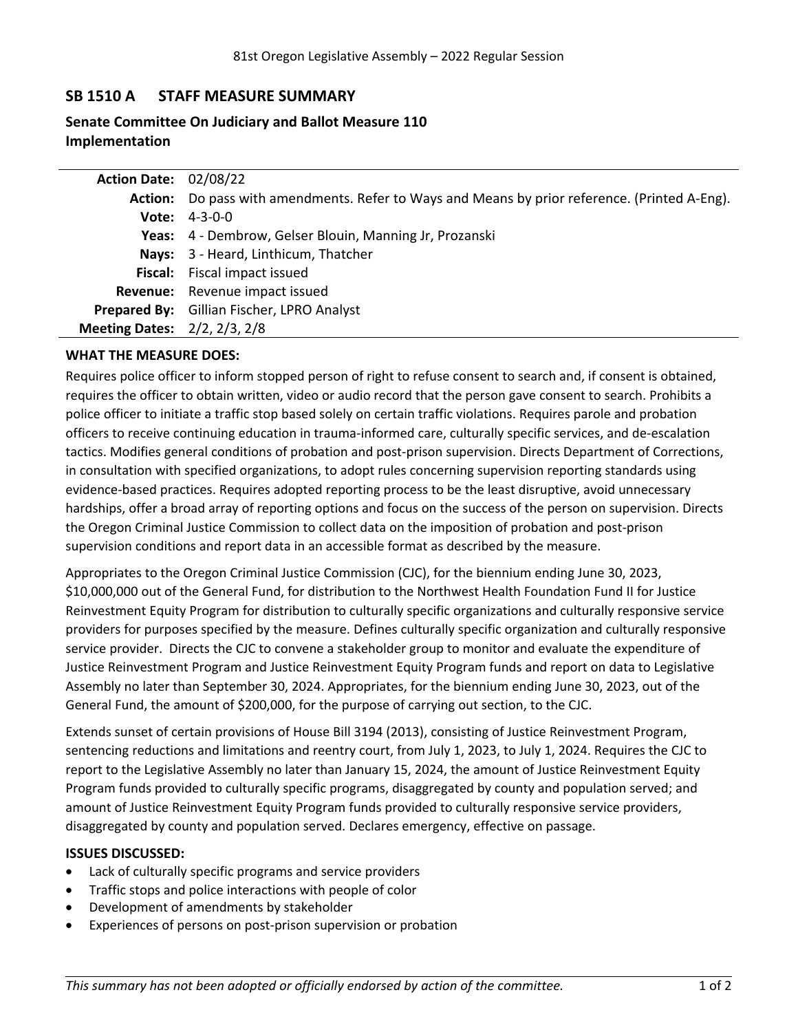81st Oregon Legislative Assembly – 2022 Regular Session

## SB 1510 A STAFF MEASURE SUMMARY

### Senate Committee On Judiciary and Ballot Measure 110 Implementation

| | |
|---|---|
| **Action Date:** | 02/08/22 |
| **Action:** | Do pass with amendments. Refer to Ways and Means by prior reference. (Printed A-Eng). |
| **Vote:** | 4-3-0-0 |
| **Yeas:** | 4 - Dembrow, Gelser Blouin, Manning Jr, Prozanski |
| **Nays:** | 3 - Heard, Linthicum, Thatcher |
| **Fiscal:** | Fiscal impact issued |
| **Revenue:** | Revenue impact issued |
| **Prepared By:** | Gillian Fischer, LPRO Analyst |
| **Meeting Dates:** | 2/2, 2/3, 2/8 |

**WHAT THE MEASURE DOES:**

Requires police officer to inform stopped person of right to refuse consent to search and, if consent is obtained, requires the officer to obtain written, video or audio record that the person gave consent to search. Prohibits a police officer to initiate a traffic stop based solely on certain traffic violations. Requires parole and probation officers to receive continuing education in trauma-informed care, culturally specific services, and de-escalation tactics. Modifies general conditions of probation and post-prison supervision. Directs Department of Corrections, in consultation with specified organizations, to adopt rules concerning supervision reporting standards using evidence-based practices. Requires adopted reporting process to be the least disruptive, avoid unnecessary hardships, offer a broad array of reporting options and focus on the success of the person on supervision. Directs the Oregon Criminal Justice Commission to collect data on the imposition of probation and post-prison supervision conditions and report data in an accessible format as described by the measure.

Appropriates to the Oregon Criminal Justice Commission (CJC), for the biennium ending June 30, 2023, $10,000,000 out of the General Fund, for distribution to the Northwest Health Foundation Fund II for Justice Reinvestment Equity Program for distribution to culturally specific organizations and culturally responsive service providers for purposes specified by the measure. Defines culturally specific organization and culturally responsive service provider. Directs the CJC to convene a stakeholder group to monitor and evaluate the expenditure of Justice Reinvestment Program and Justice Reinvestment Equity Program funds and report on data to Legislative Assembly no later than September 30, 2024. Appropriates, for the biennium ending June 30, 2023, out of the General Fund, the amount of $200,000, for the purpose of carrying out section, to the CJC.

Extends sunset of certain provisions of House Bill 3194 (2013), consisting of Justice Reinvestment Program, sentencing reductions and limitations and reentry court, from July 1, 2023, to July 1, 2024. Requires the CJC to report to the Legislative Assembly no later than January 15, 2024, the amount of Justice Reinvestment Equity Program funds provided to culturally specific programs, disaggregated by county and population served; and amount of Justice Reinvestment Equity Program funds provided to culturally responsive service providers, disaggregated by county and population served. Declares emergency, effective on passage.

**ISSUES DISCUSSED:**

- Lack of culturally specific programs and service providers
- Traffic stops and police interactions with people of color
- Development of amendments by stakeholder
- Experiences of persons on post-prison supervision or probation

*This summary has not been adopted or officially endorsed by action of the committee.*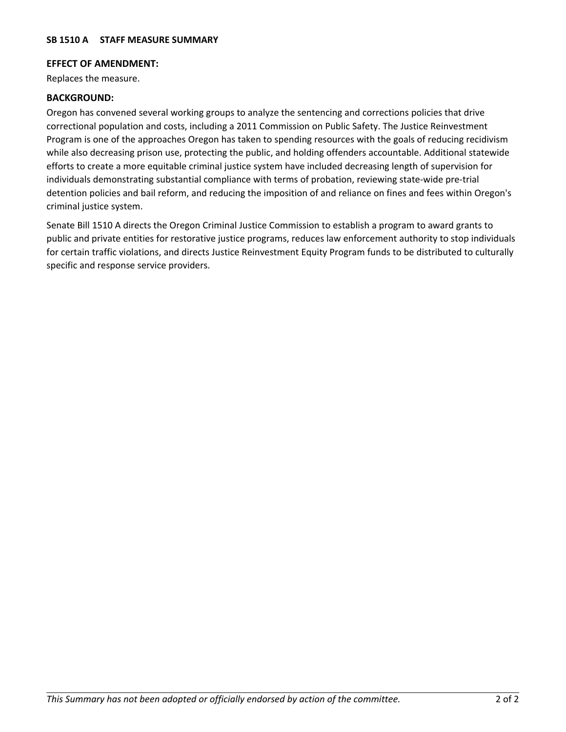**SB 1510 A STAFF MEASURE SUMMARY**

**EFFECT OF AMENDMENT:**

Replaces the measure.

**BACKGROUND:**

Oregon has convened several working groups to analyze the sentencing and corrections policies that drive correctional population and costs, including a 2011 Commission on Public Safety. The Justice Reinvestment Program is one of the approaches Oregon has taken to spending resources with the goals of reducing recidivism while also decreasing prison use, protecting the public, and holding offenders accountable. Additional statewide efforts to create a more equitable criminal justice system have included decreasing length of supervision for individuals demonstrating substantial compliance with terms of probation, reviewing state-wide pre-trial detention policies and bail reform, and reducing the imposition of and reliance on fines and fees within Oregon's criminal justice system.

Senate Bill 1510 A directs the Oregon Criminal Justice Commission to establish a program to award grants to public and private entities for restorative justice programs, reduces law enforcement authority to stop individuals for certain traffic violations, and directs Justice Reinvestment Equity Program funds to be distributed to culturally specific and response service providers.

*This Summary has not been adopted or officially endorsed by action of the committee.*